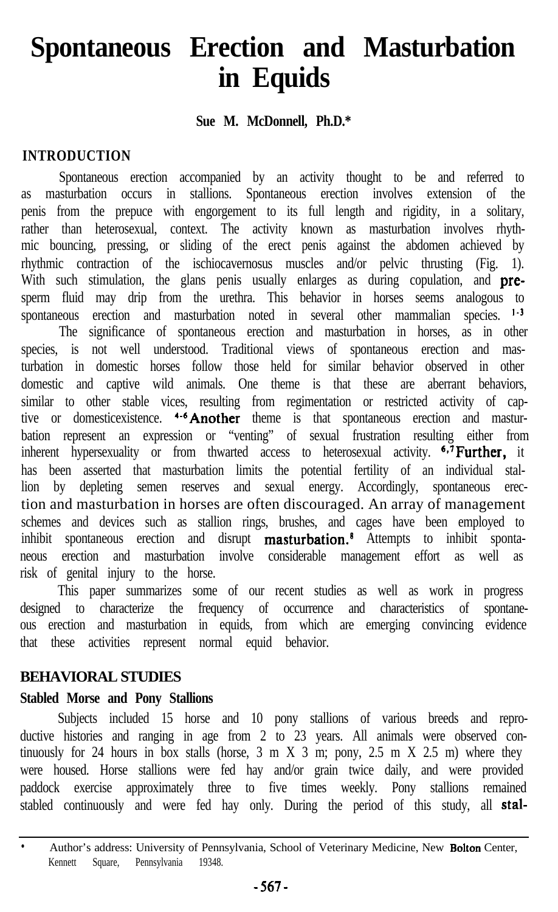# Spontaneous Erection and Masturbation in Equids

**Sue M. McDonnell, Ph.D.***

## INTRODUCTION

Spontaneous erection accompanied by an activity thought to be and referred to as masturbation occurs in stallions. Spontaneous erection involves extension of the penis from the prepuce with engorgement to its full length and rigidity, in a solitary, rather than heterosexual, context. The activity known as masturbation involves rhythmic bouncing, pressing, or sliding of the erect penis against the abdomen achieved by rhythmic contraction of the ischiocavernosus muscles and/or pelvic thrusting (Fig. 1). With such stimulation, the glans penis usually enlarges as during copulation, and pre-sperm fluid may drip from the urethra. This behavior in horses seems analogous to spontaneous erection and masturbation noted in several other mammalian species.[1-3]

The significance of spontaneous erection and masturbation in horses, as in other species, is not well understood. Traditional views of spontaneous erection and masturbation in domestic horses follow those held for similar behavior observed in other domestic and captive wild animals. One theme is that these are aberrant behaviors, similar to other stable vices, resulting from regimentation or restricted activity of captive or domesticexistence.[4-6] Another theme is that spontaneous erection and masturbation represent an expression or "venting" of sexual frustration resulting either from inherent hypersexuality or from thwarted access to heterosexual activity.[6,7] Further, it has been asserted that masturbation limits the potential fertility of an individual stallion by depleting semen reserves and sexual energy. Accordingly, spontaneous erection and masturbation in horses are often discouraged. An array of management schemes and devices such as stallion rings, brushes, and cages have been employed to inhibit spontaneous erection and disrupt masturbation.[8] Attempts to inhibit spontaneous erection and masturbation involve considerable management effort as well as risk of genital injury to the horse.

This paper summarizes some of our recent studies as well as work in progress designed to characterize the frequency of occurrence and characteristics of spontaneous erection and masturbation in equids, from which are emerging convincing evidence that these activities represent normal equid behavior.

## BEHAVIORAL STUDIES

### Stabled Morse and Pony Stallions

Subjects included 15 horse and 10 pony stallions of various breeds and reproductive histories and ranging in age from 2 to 23 years. All animals were observed continuously for 24 hours in box stalls (horse, 3 m X 3 m; pony, 2.5 m X 2.5 m) where they were housed. Horse stallions were fed hay and/or grain twice daily, and were provided paddock exercise approximately three to five times weekly. Pony stallions remained stabled continuously and were fed hay only. During the period of this study, all stal-

* Author's address: University of Pennsylvania, School of Veterinary Medicine, New Bolton Center, Kennett Square, Pennsylvania 19348.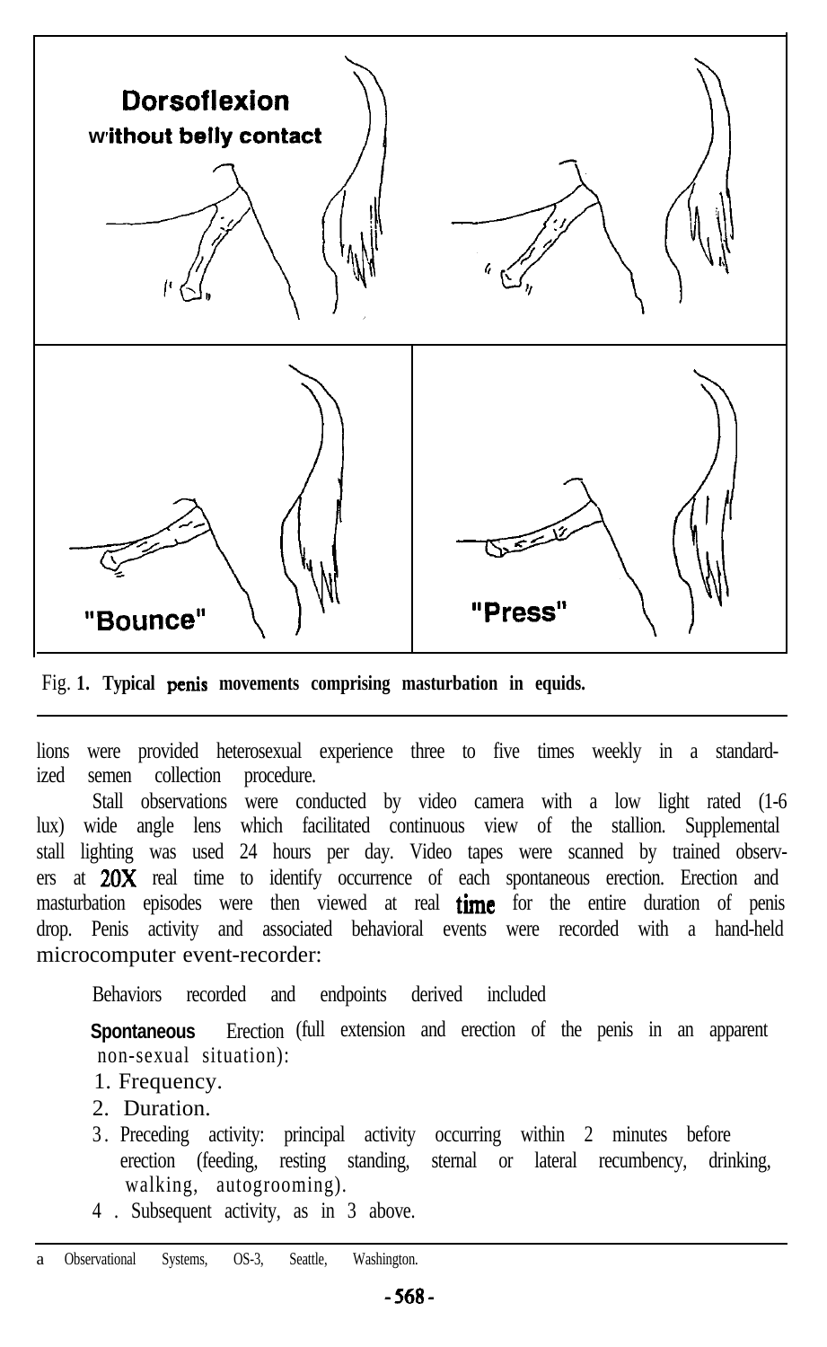Dorsoflexion without belly contact

"Bounce"

"Press"

Fig. 1. **Typical penis movements comprising masturbation in equids.**

lions were provided heterosexual experience three to five times weekly in a standardized semen collection procedure.

Stall observations were conducted by video camera with a low light rated (1-6 lux) wide angle lens which facilitated continuous view of the stallion. Supplemental stall lighting was used 24 hours per day. Video tapes were scanned by trained observers at 20X real time to identify occurrence of each spontaneous erection. Erection and masturbation episodes were then viewed at real time for the entire duration of penis drop. Penis activity and associated behavioral events were recorded with a hand-held microcomputer event-recorder:

Behaviors recorded and endpoints derived included

**Spontaneous** Erection (full extension and erection of the penis in an apparent non-sexual situation):

1. Frequency.
2. Duration.
3. Preceding activity: principal activity occurring within 2 minutes before erection (feeding, resting standing, sternal or lateral recumbency, drinking, walking, autogrooming).
4. Subsequent activity, as in 3 above.

[a] Observational Systems, OS-3, Seattle, Washington.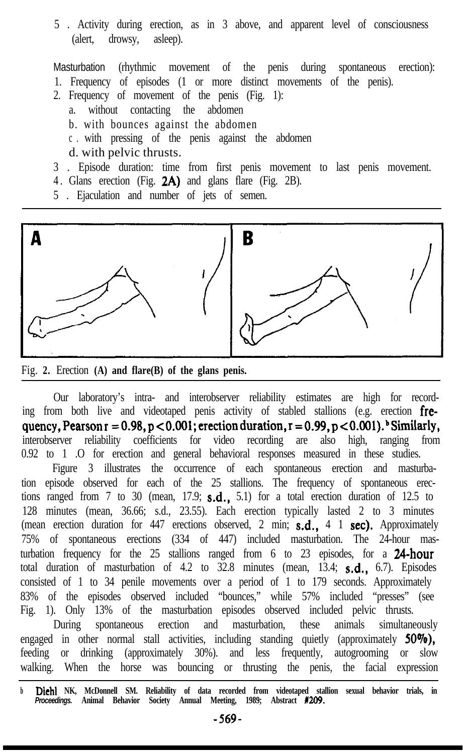5. Activity during erection, as in 3 above, and apparent level of consciousness (alert, drowsy, asleep).

Masturbation (rhythmic movement of the penis during spontaneous erection):

1. Frequency of episodes (1 or more distinct movements of the penis).
2. Frequency of movement of the penis (Fig. 1):
   a. without contacting the abdomen
   b. with bounces against the abdomen
   c. with pressing of the penis against the abdomen
   d. with pelvic thrusts.
3. Episode duration: time from first penis movement to last penis movement.
4. Glans erection (Fig. 2A) and glans flare (Fig. 2B).
5. Ejaculation and number of jets of semen.

Fig. 2. Erection **(A) and flare(B) of the glans penis.**

Our laboratory's intra- and interobserver reliability estimates are high for recording from both live and videotaped penis activity of stabled stallions (e.g. erection frequency, Pearson $r = 0.98, p < 0.001$; erection duration, $r = 0.99, p < 0.001$).[b] Similarly, interobserver reliability coefficients for video recording are also high, ranging from 0.92 to 1.0 for erection and general behavioral responses measured in these studies.

Figure 3 illustrates the occurrence of each spontaneous erection and masturbation episode observed for each of the 25 stallions. The frequency of spontaneous erections ranged from 7 to 30 (mean, 17.9; s.d., 5.1) for a total erection duration of 12.5 to 128 minutes (mean, 36.66; s.d., 23.55). Each erection typically lasted 2 to 3 minutes (mean erection duration for 447 erections observed, 2 min; s.d., 4 1 sec). Approximately 75% of spontaneous erections (334 of 447) included masturbation. The 24-hour masturbation frequency for the 25 stallions ranged from 6 to 23 episodes, for a 24-hour total duration of masturbation of 4.2 to 32.8 minutes (mean, 13.4; s.d., 6.7). Episodes consisted of 1 to 34 penile movements over a period of 1 to 179 seconds. Approximately 83% of the episodes observed included "bounces," while 57% included "presses" (see Fig. 1). Only 13% of the masturbation episodes observed included pelvic thrusts.

During spontaneous erection and masturbation, these animals simultaneously engaged in other normal stall activities, including standing quietly (approximately 50%), feeding or drinking (approximately 30%). and less frequently, autogrooming or slow walking. When the horse was bouncing or thrusting the penis, the facial expression

[b] Diehl NK, McDonnell SM. Reliability of data recorded from videotaped stallion sexual behavior trials, in *Proceedings.* Animal Behavior Society Annual Meeting, 1989; Abstract #209.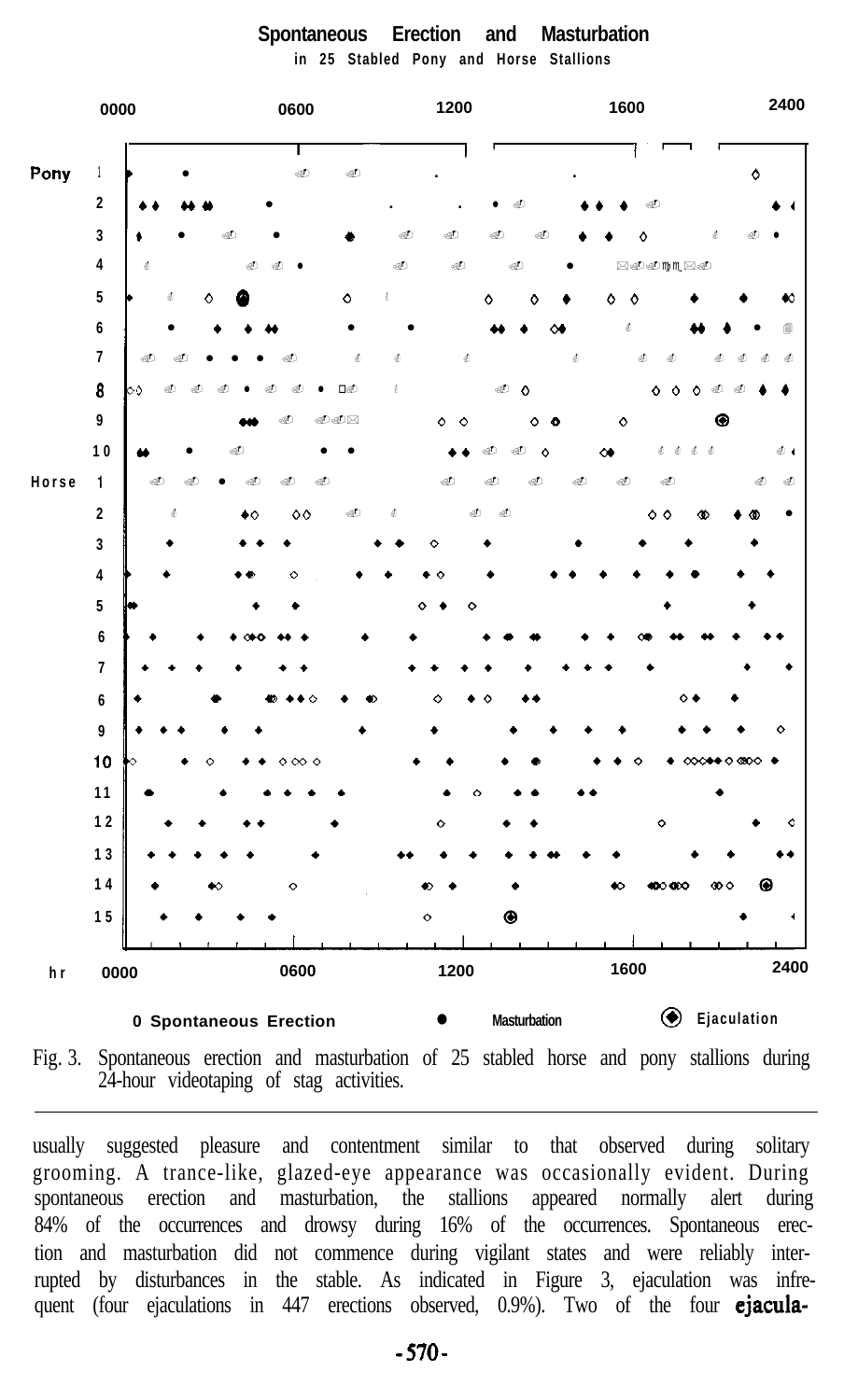Fig. 3. Spontaneous erection and masturbation of 25 stabled horse and pony stallions during 24-hour videotaping of stag activities.

usually suggested pleasure and contentment similar to that observed during solitary grooming. A trance-like, glazed-eye appearance was occasionally evident. During spontaneous erection and masturbation, the stallions appeared normally alert during 84% of the occurrences and drowsy during 16% of the occurrences. Spontaneous erection and masturbation did not commence during vigilant states and were reliably interrupted by disturbances in the stable. As indicated in Figure 3, ejaculation was infrequent (four ejaculations in 447 erections observed, 0.9%). Two of the four **ejacula-**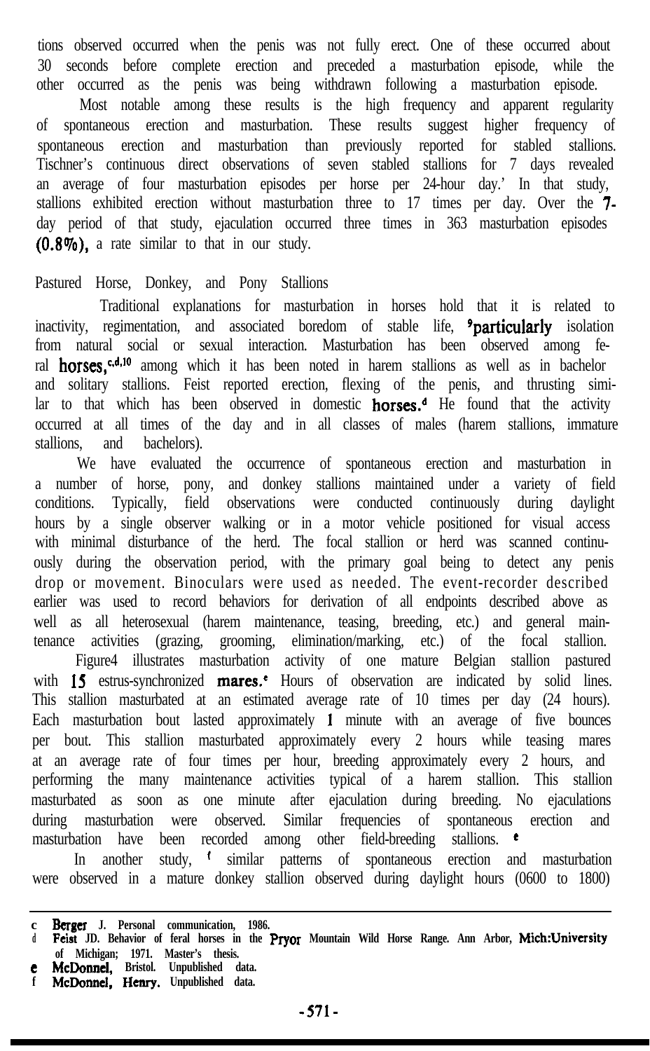tions observed occurred when the penis was not fully erect. One of these occurred about 30 seconds before complete erection and preceded a masturbation episode, while the other occurred as the penis was being withdrawn following a masturbation episode.

Most notable among these results is the high frequency and apparent regularity of spontaneous erection and masturbation. These results suggest higher frequency of spontaneous erection and masturbation than previously reported for stabled stallions. Tischner's continuous direct observations of seven stabled stallions for 7 days revealed an average of four masturbation episodes per horse per 24-hour day.' In that study, stallions exhibited erection without masturbation three to 17 times per day. Over the 7-day period of that study, ejaculation occurred three times in 363 masturbation episodes (0.8%), a rate similar to that in our study.

## Pastured Horse, Donkey, and Pony Stallions

Traditional explanations for masturbation in horses hold that it is related to inactivity, regimentation, and associated boredom of stable life, [9]particularly isolation from natural social or sexual interaction. Masturbation has been observed among feral horses,[c,d,10] among which it has been noted in harem stallions as well as in bachelor and solitary stallions. Feist reported erection, flexing of the penis, and thrusting similar to that which has been observed in domestic horses.[d] He found that the activity occurred at all times of the day and in all classes of males (harem stallions, immature stallions, and bachelors).

We have evaluated the occurrence of spontaneous erection and masturbation in a number of horse, pony, and donkey stallions maintained under a variety of field conditions. Typically, field observations were conducted continuously during daylight hours by a single observer walking or in a motor vehicle positioned for visual access with minimal disturbance of the herd. The focal stallion or herd was scanned continuously during the observation period, with the primary goal being to detect any penis drop or movement. Binoculars were used as needed. The event-recorder described earlier was used to record behaviors for derivation of all endpoints described above as well as all heterosexual (harem maintenance, teasing, breeding, etc.) and general maintenance activities (grazing, grooming, elimination/marking, etc.) of the focal stallion.

Figure4 illustrates masturbation activity of one mature Belgian stallion pastured with 15 estrus-synchronized mares.[e] Hours of observation are indicated by solid lines. This stallion masturbated at an estimated average rate of 10 times per day (24 hours). Each masturbation bout lasted approximately 1 minute with an average of five bounces per bout. This stallion masturbated approximately every 2 hours while teasing mares at an average rate of four times per hour, breeding approximately every 2 hours, and performing the many maintenance activities typical of a harem stallion. This stallion masturbated as soon as one minute after ejaculation during breeding. No ejaculations during masturbation were observed. Similar frequencies of spontaneous erection and masturbation have been recorded among other field-breeding stallions. [e]

In another study, [f] similar patterns of spontaneous erection and masturbation were observed in a mature donkey stallion observed during daylight hours (0600 to 1800)

---

**c Berger J. Personal communication, 1986.**

**d Feist JD. Behavior of feral horses in the Pryor Mountain Wild Horse Range. Ann Arbor, Mich:University of Michigan; 1971. Master's thesis.**

**e McDonnel, Bristol. Unpublished data.**

**f McDonnel, Henry. Unpublished data.**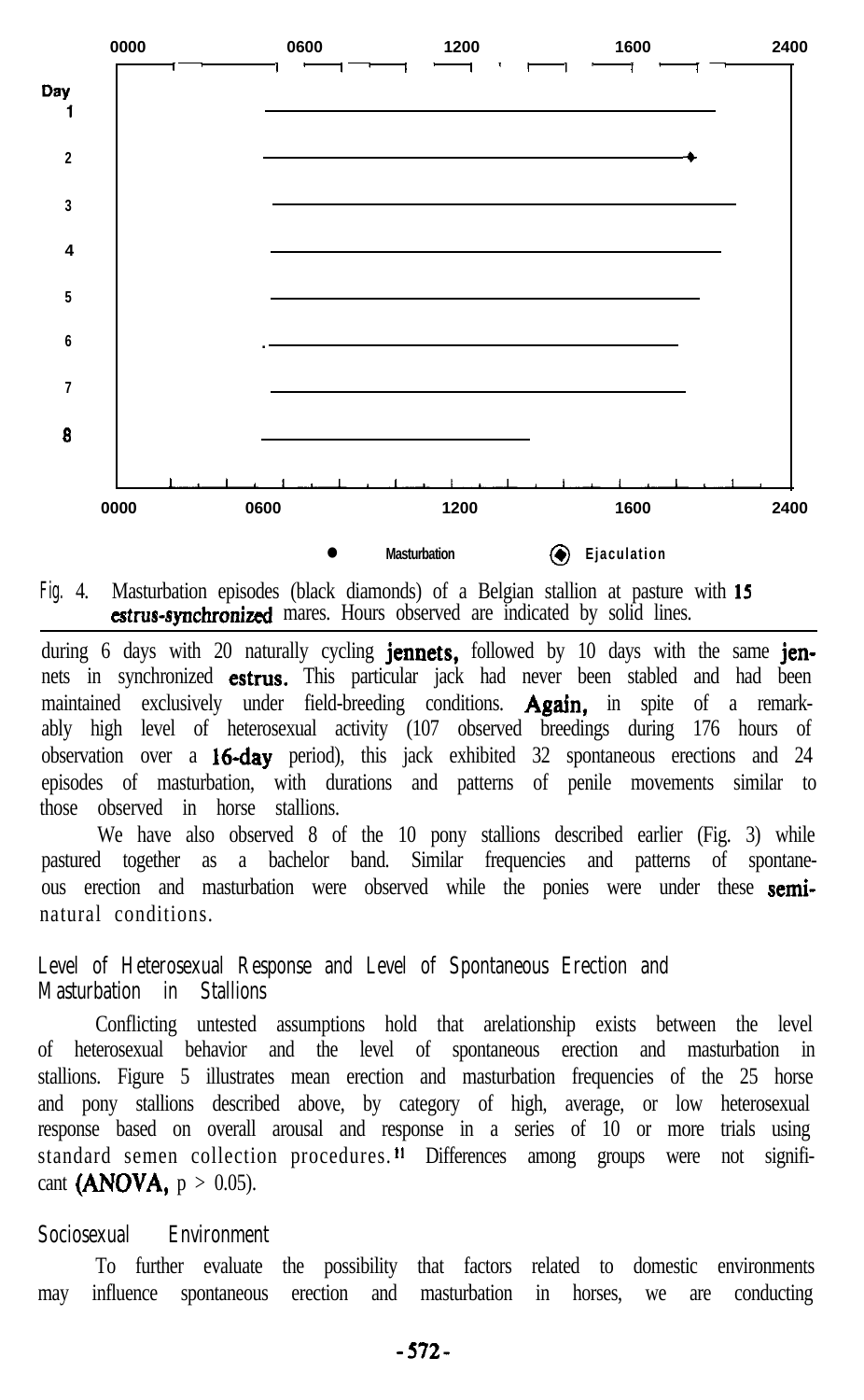Fig. 4. Masturbation episodes (black diamonds) of a Belgian stallion at pasture with 15 estrus-synchronized mares. Hours observed are indicated by solid lines.

during 6 days with 20 naturally cycling jennets, followed by 10 days with the same jennets in synchronized estrus. This particular jack had never been stabled and had been maintained exclusively under field-breeding conditions. Again, in spite of a remarkably high level of heterosexual activity (107 observed breedings during 176 hours of observation over a 16-day period), this jack exhibited 32 spontaneous erections and 24 episodes of masturbation, with durations and patterns of penile movements similar to those observed in horse stallions.

We have also observed 8 of the 10 pony stallions described earlier (Fig. 3) while pastured together as a bachelor band. Similar frequencies and patterns of spontaneous erection and masturbation were observed while the ponies were under these semi-natural conditions.

## Level of Heterosexual Response and Level of Spontaneous Erection and Masturbation in Stallions

Conflicting untested assumptions hold that arelationship exists between the level of heterosexual behavior and the level of spontaneous erection and masturbation in stallions. Figure 5 illustrates mean erection and masturbation frequencies of the 25 horse and pony stallions described above, by category of high, average, or low heterosexual response based on overall arousal and response in a series of 10 or more trials using standard semen collection procedures.[11] Differences among groups were not significant (ANOVA, $p > 0.05$).

## Sociosexual Environment

To further evaluate the possibility that factors related to domestic environments may influence spontaneous erection and masturbation in horses, we are conducting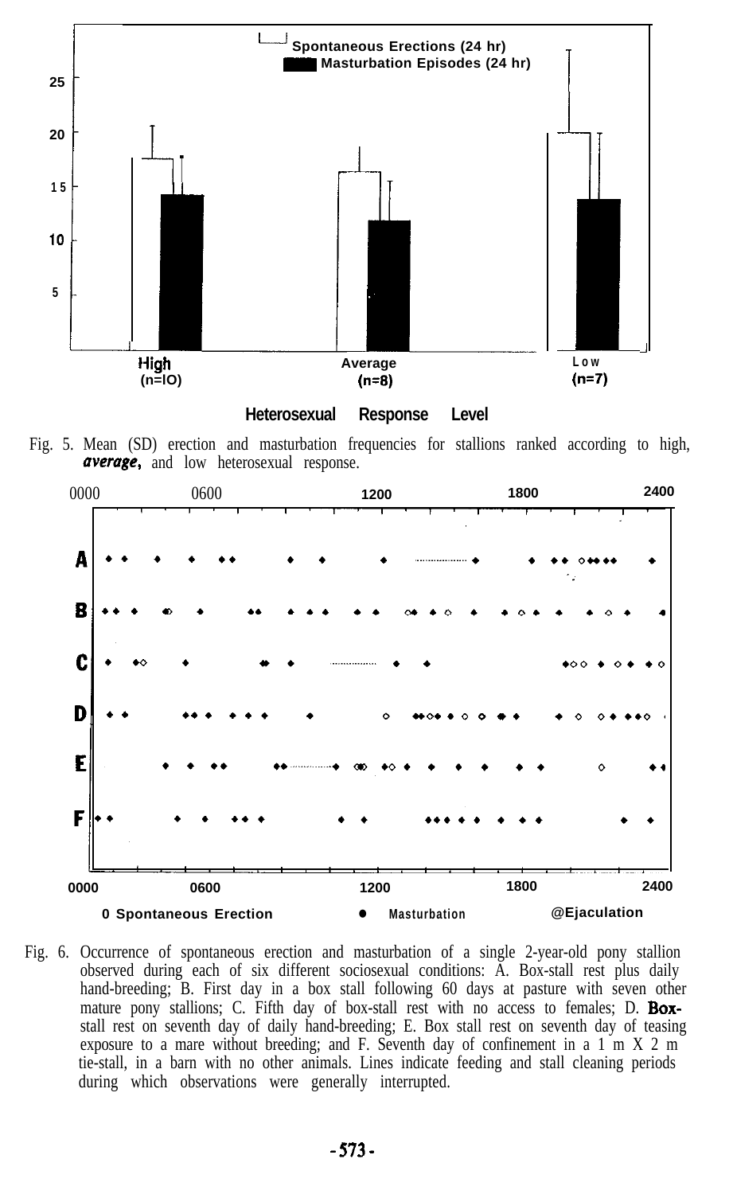Fig. 5. Mean (SD) erection and masturbation frequencies for stallions ranked according to high, *average*, and low heterosexual response.

Fig. 6. Occurrence of spontaneous erection and masturbation of a single 2-year-old pony stallion observed during each of six different sociosexual conditions: A. Box-stall rest plus daily hand-breeding; B. First day in a box stall following 60 days at pasture with seven other mature pony stallions; C. Fifth day of box-stall rest with no access to females; D. **Box-**stall rest on seventh day of daily hand-breeding; E. Box stall rest on seventh day of teasing exposure to a mare without breeding; and F. Seventh day of confinement in a 1 m X 2 m tie-stall, in a barn with no other animals. Lines indicate feeding and stall cleaning periods during which observations were generally interrupted.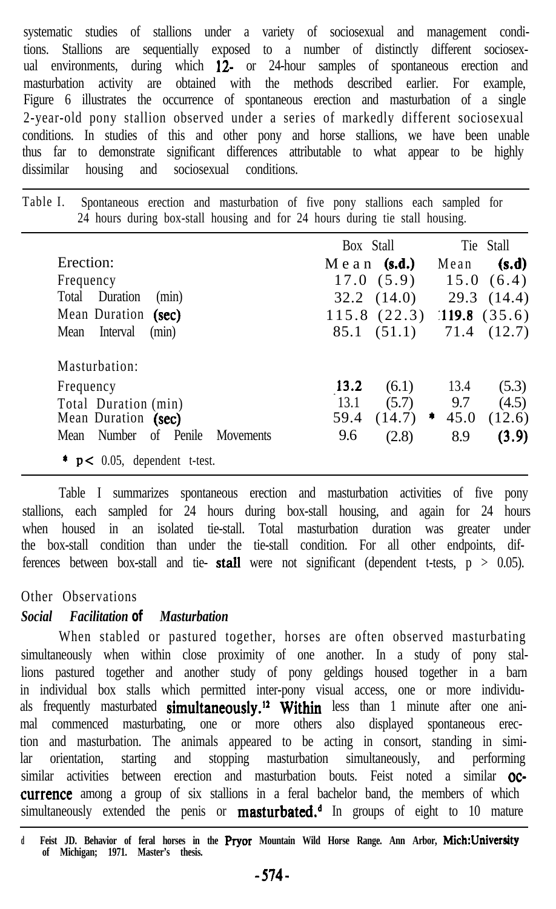systematic studies of stallions under a variety of sociosexual and management conditions. Stallions are sequentially exposed to a number of distinctly different sociosexual environments, during which 12- or 24-hour samples of spontaneous erection and masturbation activity are obtained with the methods described earlier. For example, Figure 6 illustrates the occurrence of spontaneous erection and masturbation of a single 2-year-old pony stallion observed under a series of markedly different sociosexual conditions. In studies of this and other pony and horse stallions, we have been unable thus far to demonstrate significant differences attributable to what appear to be highly dissimilar housing and sociosexual conditions.

Table I. Spontaneous erection and masturbation of five pony stallions each sampled for 24 hours during box-stall housing and for 24 hours during tie stall housing.

| | Box Stall | | Tie Stall | |
|---|---|---|---|---|
| | Mean | (s.d.) | Mean | (s.d) |
| **Erection:** | | | | |
| Frequency | 17.0 | (5.9) | 15.0 | (6.4) |
| Total Duration (min) | 32.2 | (14.0) | 29.3 | (14.4) |
| Mean Duration (sec) | 115.8 | (22.3) | 119.8 | (35.6) |
| Mean Interval (min) | 85.1 | (51.1) | 71.4 | (12.7) |
| **Masturbation:** | | | | |
| Frequency | 13.2 | (6.1) | 13.4 | (5.3) |
| Total Duration (min) | 13.1 | (5.7) | 9.7* | (4.5) |
| Mean Duration (sec) | 59.4 | (14.7) | 45.0 | (12.6) |
| Mean Number of Penile Movements | 9.6 | (2.8) | 8.9 | (3.9) |

* $p < 0.05$, dependent t-test.

Table I summarizes spontaneous erection and masturbation activities of five pony stallions, each sampled for 24 hours during box-stall housing, and again for 24 hours when housed in an isolated tie-stall. Total masturbation duration was greater under the box-stall condition than under the tie-stall condition. For all other endpoints, differences between box-stall and tie- stall were not significant (dependent t-tests, $p > 0.05$).

## Other Observations

### *Social Facilitation of Masturbation*

When stabled or pastured together, horses are often observed masturbating simultaneously when within close proximity of one another. In a study of pony stallions pastured together and another study of pony geldings housed together in a barn in individual box stalls which permitted inter-pony visual access, one or more individuals frequently masturbated simultaneously.[12] Within less than 1 minute after one animal commenced masturbating, one or more others also displayed spontaneous erection and masturbation. The animals appeared to be acting in consort, standing in similar orientation, starting and stopping masturbation simultaneously, and performing similar activities between erection and masturbation bouts. Feist noted a similar occurrence among a group of six stallions in a feral bachelor band, the members of which simultaneously extended the penis or masturbated.[d] In groups of eight to 10 mature

[d] Feist JD. Behavior of feral horses in the Pryor Mountain Wild Horse Range. Ann Arbor, Mich:University of Michigan; 1971. Master's thesis.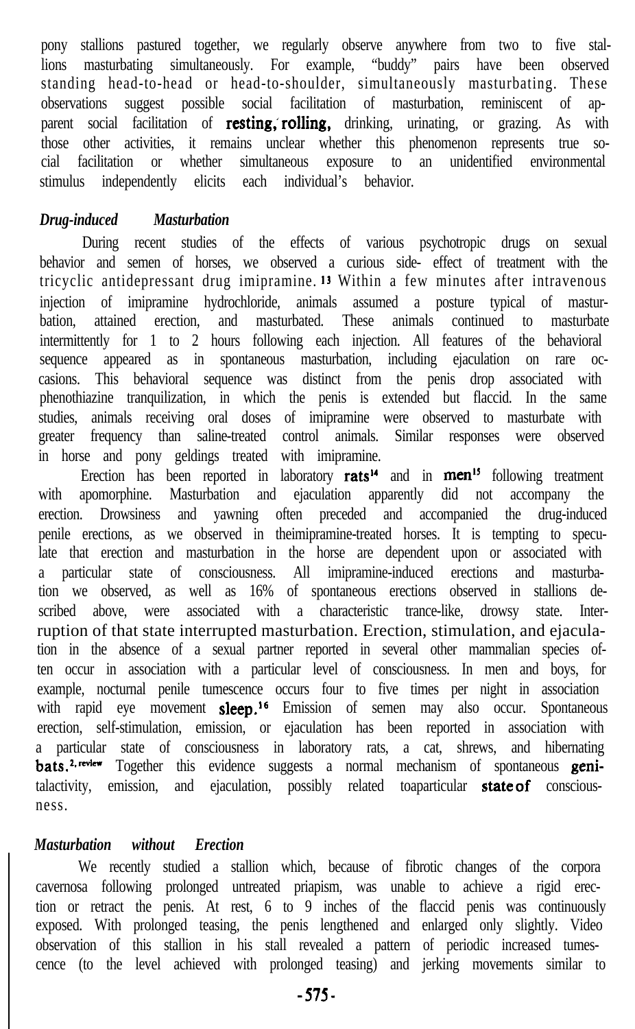pony stallions pastured together, we regularly observe anywhere from two to five stallions masturbating simultaneously. For example, "buddy" pairs have been observed standing head-to-head or head-to-shoulder, simultaneously masturbating. These observations suggest possible social facilitation of masturbation, reminiscent of apparent social facilitation of resting, rolling, drinking, urinating, or grazing. As with those other activities, it remains unclear whether this phenomenon represents true social facilitation or whether simultaneous exposure to an unidentified environmental stimulus independently elicits each individual's behavior.

### *Drug-induced Masturbation*

During recent studies of the effects of various psychotropic drugs on sexual behavior and semen of horses, we observed a curious side- effect of treatment with the tricyclic antidepressant drug imipramine.[13] Within a few minutes after intravenous injection of imipramine hydrochloride, animals assumed a posture typical of masturbation, attained erection, and masturbated. These animals continued to masturbate intermittently for 1 to 2 hours following each injection. All features of the behavioral sequence appeared as in spontaneous masturbation, including ejaculation on rare occasions. This behavioral sequence was distinct from the penis drop associated with phenothiazine tranquilization, in which the penis is extended but flaccid. In the same studies, animals receiving oral doses of imipramine were observed to masturbate with greater frequency than saline-treated control animals. Similar responses were observed in horse and pony geldings treated with imipramine.

Erection has been reported in laboratory rats[14] and in men[15] following treatment with apomorphine. Masturbation and ejaculation apparently did not accompany the erection. Drowsiness and yawning often preceded and accompanied the drug-induced penile erections, as we observed in theimipramine-treated horses. It is tempting to speculate that erection and masturbation in the horse are dependent upon or associated with a particular state of consciousness. All imipramine-induced erections and masturbation we observed, as well as 16% of spontaneous erections observed in stallions described above, were associated with a characteristic trance-like, drowsy state. Interruption of that state interrupted masturbation. Erection, stimulation, and ejaculation in the absence of a sexual partner reported in several other mammalian species often occur in association with a particular level of consciousness. In men and boys, for example, nocturnal penile tumescence occurs four to five times per night in association with rapid eye movement sleep.[16] Emission of semen may also occur. Spontaneous erection, self-stimulation, emission, or ejaculation has been reported in association with a particular state of consciousness in laboratory rats, a cat, shrews, and hibernating bats.[2, review] Together this evidence suggests a normal mechanism of spontaneous genitalactivity, emission, and ejaculation, possibly related toaparticular stateof consciousness.

### *Masturbation without Erection*

We recently studied a stallion which, because of fibrotic changes of the corpora cavernosa following prolonged untreated priapism, was unable to achieve a rigid erection or retract the penis. At rest, 6 to 9 inches of the flaccid penis was continuously exposed. With prolonged teasing, the penis lengthened and enlarged only slightly. Video observation of this stallion in his stall revealed a pattern of periodic increased tumescence (to the level achieved with prolonged teasing) and jerking movements similar to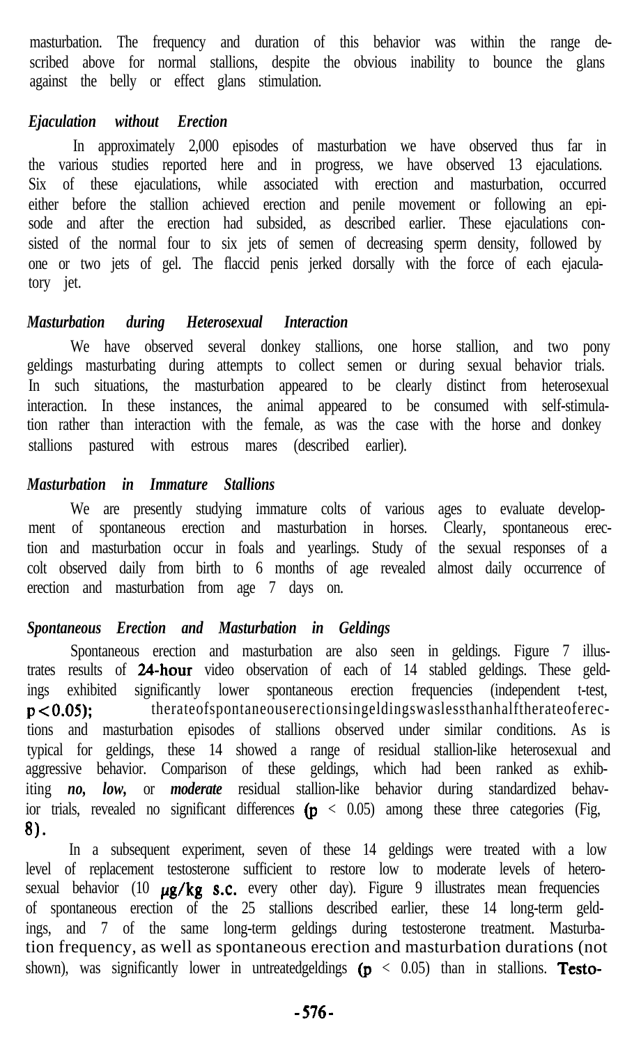masturbation. The frequency and duration of this behavior was within the range described above for normal stallions, despite the obvious inability to bounce the glans against the belly or effect glans stimulation.

### *Ejaculation without Erection*

In approximately 2,000 episodes of masturbation we have observed thus far in the various studies reported here and in progress, we have observed 13 ejaculations. Six of these ejaculations, while associated with erection and masturbation, occurred either before the stallion achieved erection and penile movement or following an episode and after the erection had subsided, as described earlier. These ejaculations consisted of the normal four to six jets of semen of decreasing sperm density, followed by one or two jets of gel. The flaccid penis jerked dorsally with the force of each ejaculatory jet.

### *Masturbation during Heterosexual Interaction*

We have observed several donkey stallions, one horse stallion, and two pony geldings masturbating during attempts to collect semen or during sexual behavior trials. In such situations, the masturbation appeared to be clearly distinct from heterosexual interaction. In these instances, the animal appeared to be consumed with self-stimulation rather than interaction with the female, as was the case with the horse and donkey stallions pastured with estrous mares (described earlier).

### *Masturbation in Immature Stallions*

We are presently studying immature colts of various ages to evaluate development of spontaneous erection and masturbation in horses. Clearly, spontaneous erection and masturbation occur in foals and yearlings. Study of the sexual responses of a colt observed daily from birth to 6 months of age revealed almost daily occurrence of erection and masturbation from age 7 days on.

### *Spontaneous Erection and Masturbation in Geldings*

Spontaneous erection and masturbation are also seen in geldings. Figure 7 illustrates results of 24-hour video observation of each of 14 stabled geldings. These geldings exhibited significantly lower spontaneous erection frequencies (independent t-test, $p < 0.05$); the rate of spontaneous erections in geldings was less than half the rate of erections and masturbation episodes of stallions observed under similar conditions. As is typical for geldings, these 14 showed a range of residual stallion-like heterosexual and aggressive behavior. Comparison of these geldings, which had been ranked as exhibiting ***no, low,*** or ***moderate*** residual stallion-like behavior during standardized behavior trials, revealed no significant differences ($p < 0.05$) among these three categories (Fig, 8).

In a subsequent experiment, seven of these 14 geldings were treated with a low level of replacement testosterone sufficient to restore low to moderate levels of heterosexual behavior (10 μg/kg s.c. every other day). Figure 9 illustrates mean frequencies of spontaneous erection of the 25 stallions described earlier, these 14 long-term geldings, and 7 of the same long-term geldings during testosterone treatment. Masturbation frequency, as well as spontaneous erection and masturbation durations (not shown), was significantly lower in untreated geldings ($p < 0.05$) than in stallions. Testo-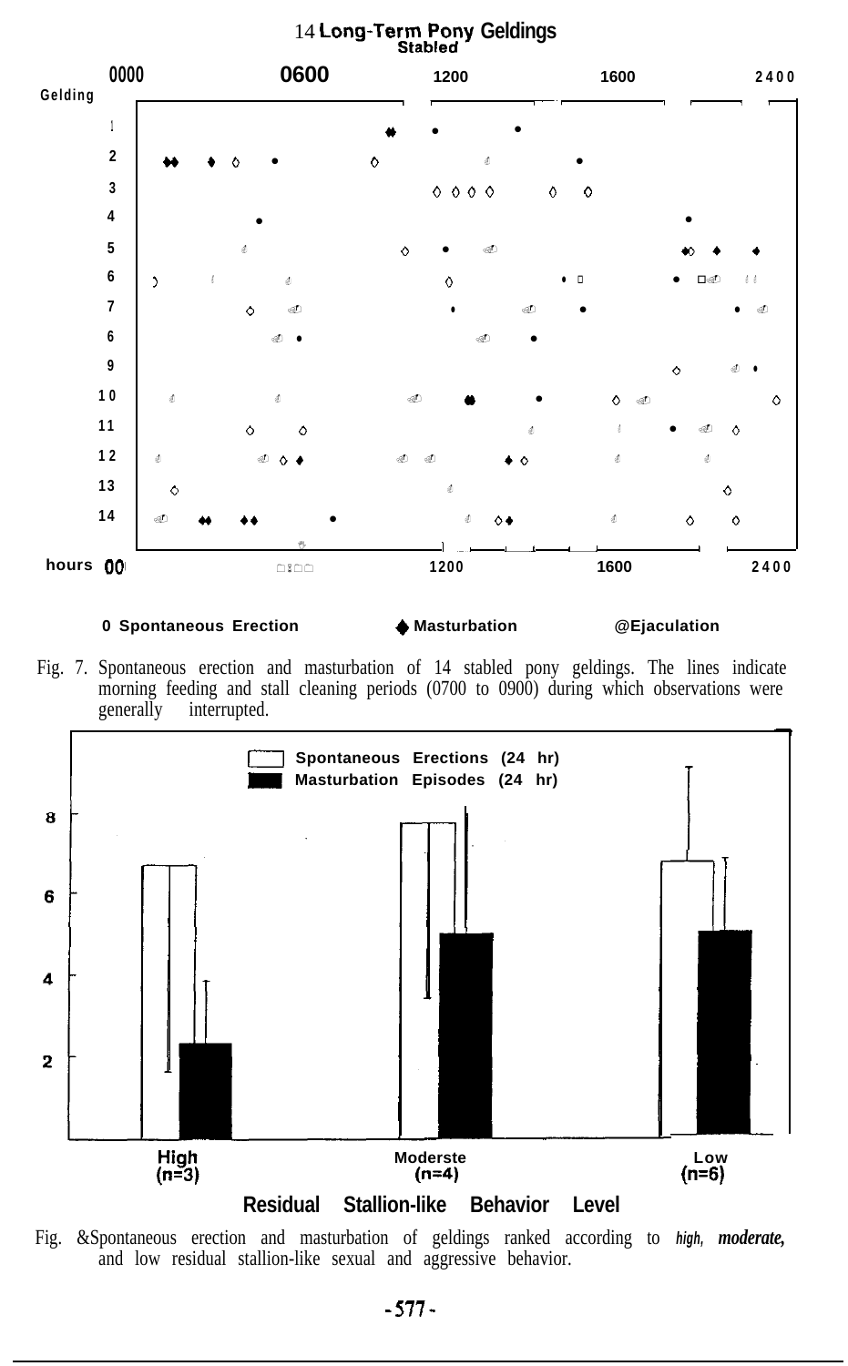Fig. 7. Spontaneous erection and masturbation of 14 stabled pony geldings. The lines indicate morning feeding and stall cleaning periods (0700 to 0900) during which observations were generally interrupted.

Fig. 8. Spontaneous erection and masturbation of geldings ranked according to *high, moderate,* and low residual stallion-like sexual and aggressive behavior.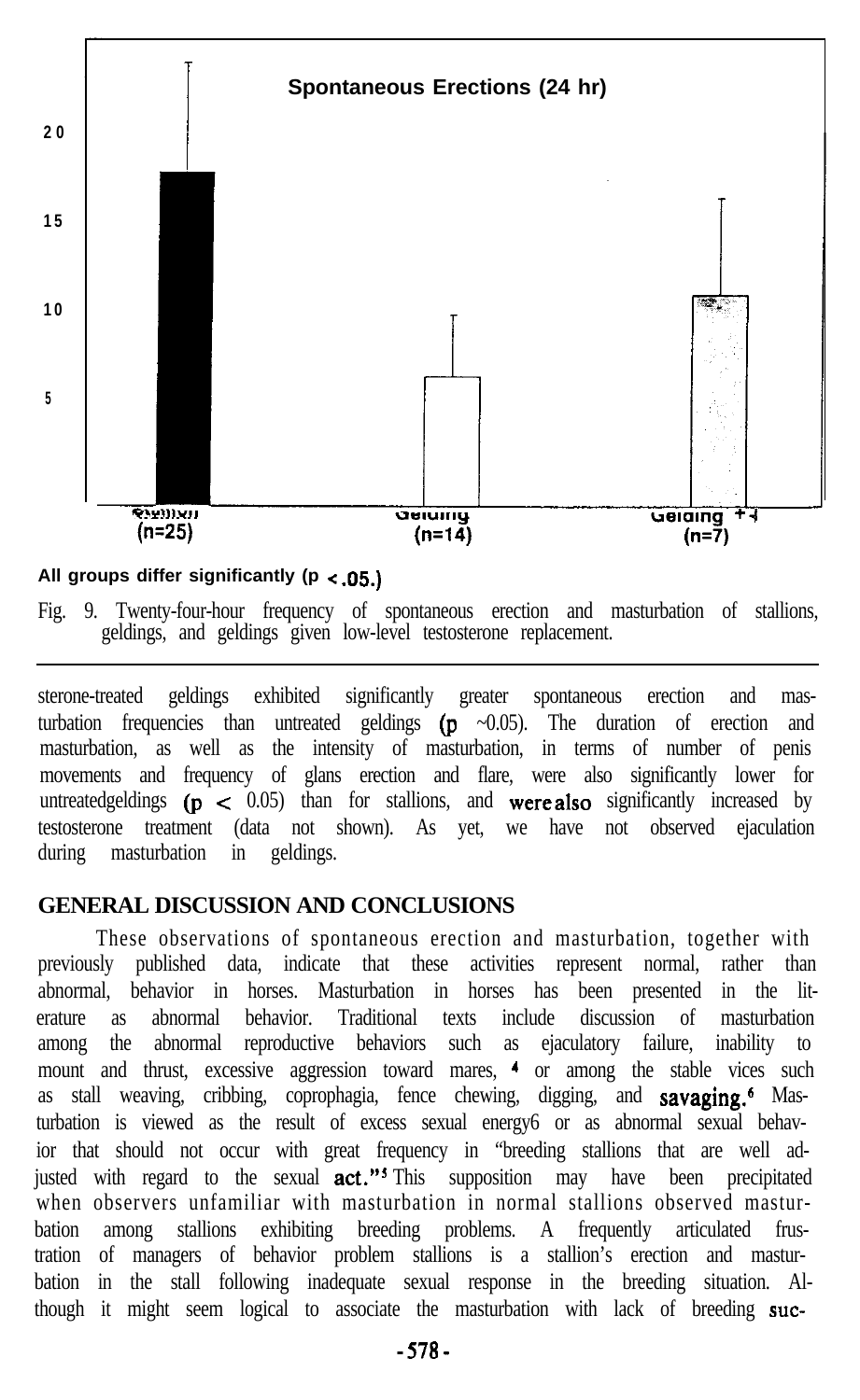**Spontaneous Erections (24 hr)**

All groups differ significantly (p < .05.)

Fig. 9. Twenty-four-hour frequency of spontaneous erection and masturbation of stallions, geldings, and geldings given low-level testosterone replacement.

sterone-treated geldings exhibited significantly greater spontaneous erection and masturbation frequencies than untreated geldings ($p$ ~0.05). The duration of erection and masturbation, as well as the intensity of masturbation, in terms of number of penis movements and frequency of glans erection and flare, were also significantly lower for untreated geldings ($p < 0.05$) than for stallions, and were also significantly increased by testosterone treatment (data not shown). As yet, we have not observed ejaculation during masturbation in geldings.

## GENERAL DISCUSSION AND CONCLUSIONS

These observations of spontaneous erection and masturbation, together with previously published data, indicate that these activities represent normal, rather than abnormal, behavior in horses. Masturbation in horses has been presented in the literature as abnormal behavior. Traditional texts include discussion of masturbation among the abnormal reproductive behaviors such as ejaculatory failure, inability to mount and thrust, excessive aggression toward mares,[4] or among the stable vices such as stall weaving, cribbing, coprophagia, fence chewing, digging, and savaging.[6] Masturbation is viewed as the result of excess sexual energy[6] or as abnormal sexual behavior that should not occur with great frequency in "breeding stallions that are well adjusted with regard to the sexual act."[5] This supposition may have been precipitated when observers unfamiliar with masturbation in normal stallions observed masturbation among stallions exhibiting breeding problems. A frequently articulated frustration of managers of behavior problem stallions is a stallion's erection and masturbation in the stall following inadequate sexual response in the breeding situation. Although it might seem logical to associate the masturbation with lack of breeding suc-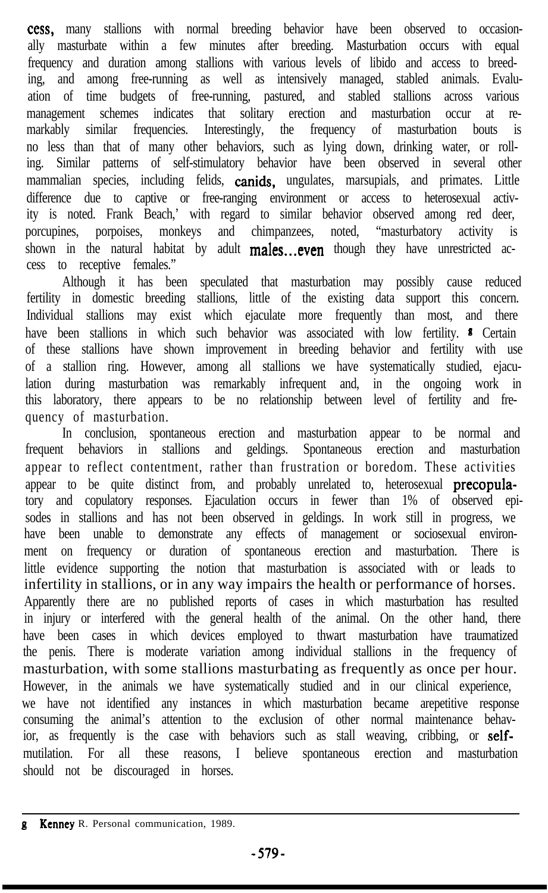cess, many stallions with normal breeding behavior have been observed to occasionally masturbate within a few minutes after breeding. Masturbation occurs with equal frequency and duration among stallions with various levels of libido and access to breeding, and among free-running as well as intensively managed, stabled animals. Evaluation of time budgets of free-running, pastured, and stabled stallions across various management schemes indicates that solitary erection and masturbation occur at remarkably similar frequencies. Interestingly, the frequency of masturbation bouts is no less than that of many other behaviors, such as lying down, drinking water, or rolling. Similar patterns of self-stimulatory behavior have been observed in several other mammalian species, including felids, canids, ungulates, marsupials, and primates. Little difference due to captive or free-ranging environment or access to heterosexual activity is noted. Frank Beach,' with regard to similar behavior observed among red deer, porcupines, porpoises, monkeys and chimpanzees, noted, "masturbatory activity is shown in the natural habitat by adult males...even though they have unrestricted access to receptive females."

Although it has been speculated that masturbation may possibly cause reduced fertility in domestic breeding stallions, little of the existing data support this concern. Individual stallions may exist which ejaculate more frequently than most, and there have been stallions in which such behavior was associated with low fertility.[g] Certain of these stallions have shown improvement in breeding behavior and fertility with use of a stallion ring. However, among all stallions we have systematically studied, ejaculation during masturbation was remarkably infrequent and, in the ongoing work in this laboratory, there appears to be no relationship between level of fertility and frequency of masturbation.

In conclusion, spontaneous erection and masturbation appear to be normal and frequent behaviors in stallions and geldings. Spontaneous erection and masturbation appear to reflect contentment, rather than frustration or boredom. These activities appear to be quite distinct from, and probably unrelated to, heterosexual precopulatory and copulatory responses. Ejaculation occurs in fewer than 1% of observed episodes in stallions and has not been observed in geldings. In work still in progress, we have been unable to demonstrate any effects of management or sociosexual environment on frequency or duration of spontaneous erection and masturbation. There is little evidence supporting the notion that masturbation is associated with or leads to infertility in stallions, or in any way impairs the health or performance of horses. Apparently there are no published reports of cases in which masturbation has resulted in injury or interfered with the general health of the animal. On the other hand, there have been cases in which devices employed to thwart masturbation have traumatized the penis. There is moderate variation among individual stallions in the frequency of masturbation, with some stallions masturbating as frequently as once per hour. However, in the animals we have systematically studied and in our clinical experience, we have not identified any instances in which masturbation became arepetitive response consuming the animal's attention to the exclusion of other normal maintenance behavior, as frequently is the case with behaviors such as stall weaving, cribbing, or self-mutilation. For all these reasons, I believe spontaneous erection and masturbation should not be discouraged in horses.

---

[g] Kenney R. Personal communication, 1989.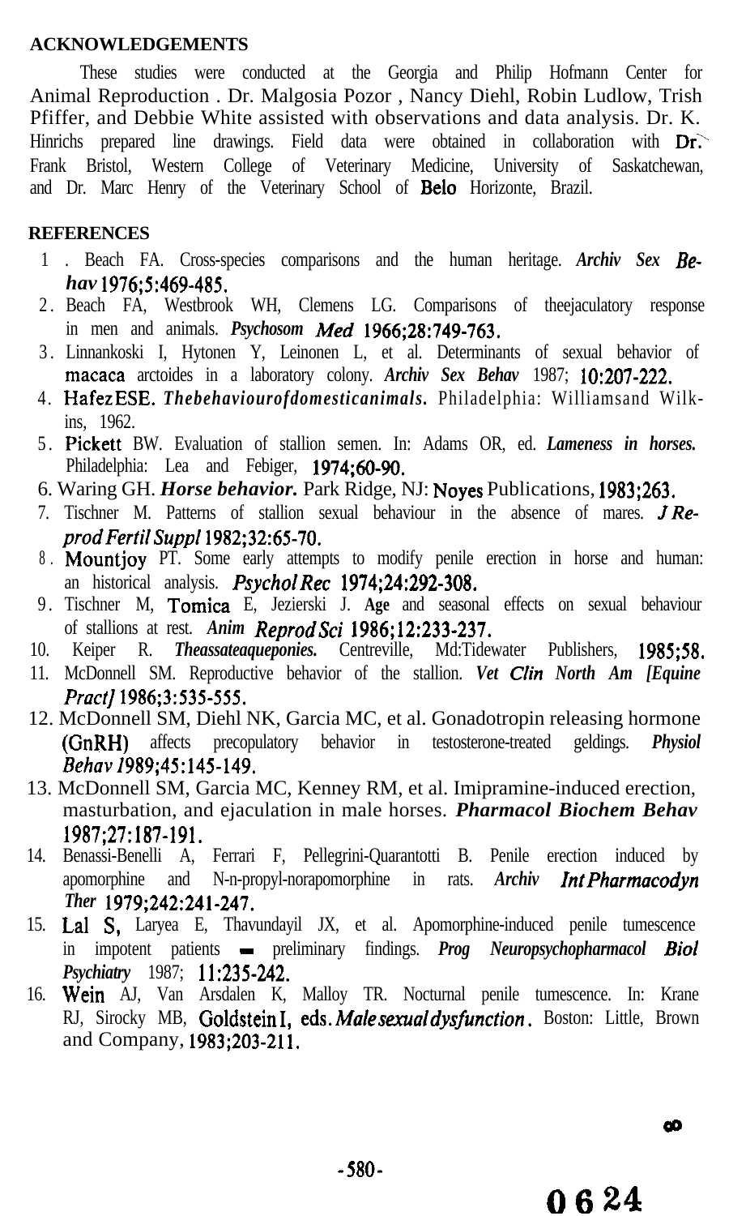## ACKNOWLEDGEMENTS

These studies were conducted at the Georgia and Philip Hofmann Center for Animal Reproduction. Dr. Malgosia Pozor, Nancy Diehl, Robin Ludlow, Trish Pfiffer, and Debbie White assisted with observations and data analysis. Dr. K. Hinrichs prepared line drawings. Field data were obtained in collaboration with Dr. Frank Bristol, Western College of Veterinary Medicine, University of Saskatchewan, and Dr. Marc Henry of the Veterinary School of Belo Horizonte, Brazil.

## REFERENCES

1. Beach FA. Cross-species comparisons and the human heritage. *Archiv Sex Behav* 1976;5:469-485.
2. Beach FA, Westbrook WH, Clemens LG. Comparisons of theejaculatory response in men and animals. *Psychosom Med* 1966;28:749-763.
3. Linnankoski I, Hytonen Y, Leinonen L, et al. Determinants of sexual behavior of macaca arctoides in a laboratory colony. *Archiv Sex Behav* 1987; 10:207-222.
4. Hafez ESE. *Thebehaviourofdomesticanimals.* Philadelphia: Williamsand Wilkins, 1962.
5. Pickett BW. Evaluation of stallion semen. In: Adams OR, ed. *Lameness in horses.* Philadelphia: Lea and Febiger, 1974;60-90.
6. Waring GH. *Horse behavior.* Park Ridge, NJ: Noyes Publications, 1983;263.
7. Tischner M. Patterns of stallion sexual behaviour in the absence of mares. *J Reprod Fertil Suppl* 1982;32:65-70.
8. Mountjoy PT. Some early attempts to modify penile erection in horse and human: an historical analysis. *Psychol Rec* 1974;24:292-308.
9. Tischner M, Tomica E, Jezierski J. Age and seasonal effects on sexual behaviour of stallions at rest. *Anim Reprod Sci* 1986;12:233-237.
10. Keiper R. *Theassateaqueponies.* Centreville, Md:Tidewater Publishers, 1985;58.
11. McDonnell SM. Reproductive behavior of the stallion. *Vet Clin North Am [Equine Pract]* 1986;3:535-555.
12. McDonnell SM, Diehl NK, Garcia MC, et al. Gonadotropin releasing hormone (GnRH) affects precopulatory behavior in testosterone-treated geldings. *Physiol Behav* 1989;45:145-149.
13. McDonnell SM, Garcia MC, Kenney RM, et al. Imipramine-induced erection, masturbation, and ejaculation in male horses. *Pharmacol Biochem Behav* 1987;27:187-191.
14. Benassi-Benelli A, Ferrari F, Pellegrini-Quarantotti B. Penile erection induced by apomorphine and N-n-propyl-norapomorphine in rats. *Archiv Int Pharmacodyn Ther* 1979;242:241-247.
15. Lal S, Laryea E, Thavundayil JX, et al. Apomorphine-induced penile tumescence in impotent patients - preliminary findings. *Prog Neuropsychopharmacol Biol Psychiatry* 1987; 11:235-242.
16. Wein AJ, Van Arsdalen K, Malloy TR. Nocturnal penile tumescence. In: Krane RJ, Sirocky MB, Goldstein I, eds. *Male sexual dysfunction.* Boston: Little, Brown and Company, 1983;203-211.

0624